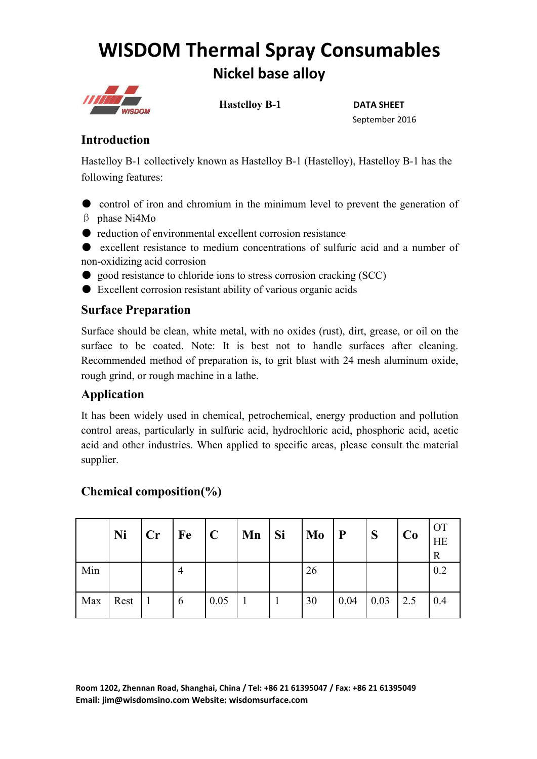# WISDOM Thermal Spray Consumables

## Nickel base alloy

**Hastelloy B-1**

**DATA SHEET**

September 2016

### Introduction

Hastelloy B-1 collectively known as Hastelloy B-1 (Hastelloy), Hastelloy B-1 has the following features:

- control of iron and chromium in the minimum level to prevent the generation of β phase Ni4Mo
- reduction of environmental excellent corrosion resistance
- excellent resistance to medium concentrations of sulfuric acid and a number of non-oxidizing acid corrosion
- good resistance to chloride ions to stress corrosion cracking (SCC)
- Excellent corrosion resistant ability of various organic acids

### Surface Preparation

Surface should be clean, white metal, with no oxides (rust), dirt, grease, or oil on the surface to be coated. Note: It is best not to handle surfaces after cleaning. Recommended method of preparation is, to grit blast with 24 mesh aluminum oxide, rough grind, or rough machine in a lathe.

### Application

It has been widely used in chemical, petrochemical, energy production and pollution control areas, particularly in sulfuric acid, hydrochloric acid, phosphoric acid, acetic acid and other industries. When applied to specific areas, please consult the material supplier.

### Chemical composition(%)

| | Ni | Cr | Fe | C | Mn | Si | Mo | P | S | Co | OTHER |
|---|---|---|---|---|---|---|---|---|---|---|---|
| Min | | | 4 | | | | 26 | | | | 0.2 |
| Max | Rest | 1 | 6 | 0.05 | 1 | 1 | 30 | 0.04 | 0.03 | 2.5 | 0.4 |

Room 1202, Zhennan Road, Shanghai, China / Tel: +86 21 61395047 / Fax: +86 21 61395049
Email: jim@wisdomsino.com Website: wisdomsurface.com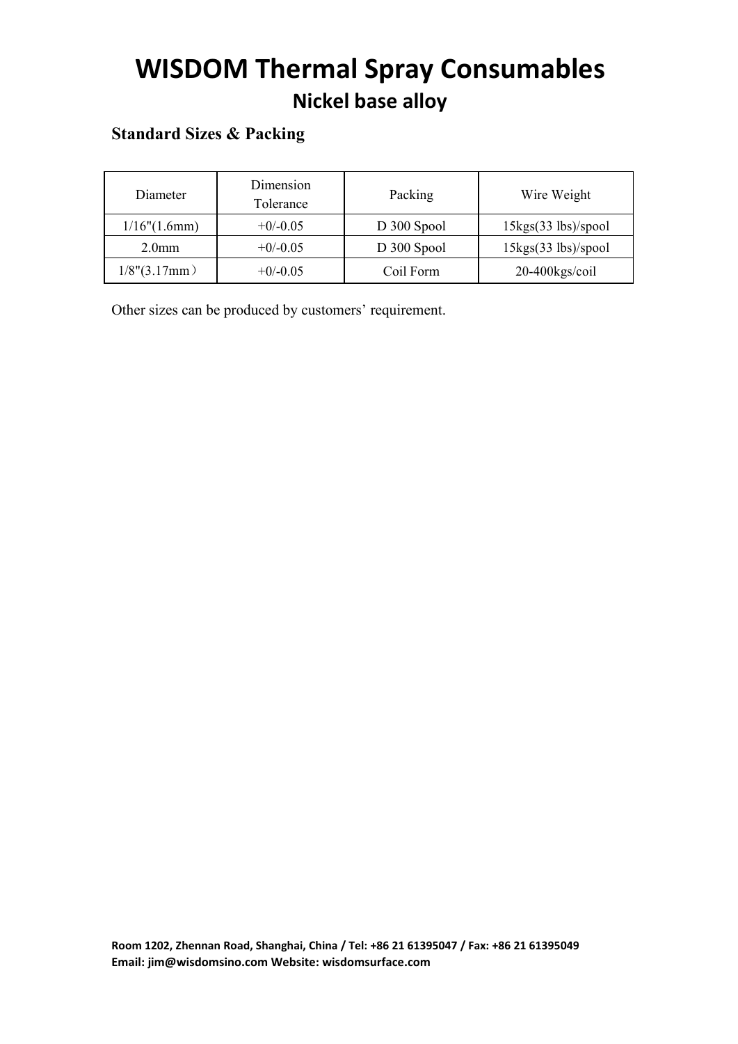# WISDOM Thermal Spray Consumables

## Nickel base alloy

### Standard Sizes & Packing

| Diameter | Dimension Tolerance | Packing | Wire Weight |
|---|---|---|---|
| 1/16"(1.6mm) | +0/-0.05 | D 300 Spool | 15kgs(33 lbs)/spool |
| 2.0mm | +0/-0.05 | D 300 Spool | 15kgs(33 lbs)/spool |
| 1/8"(3.17mm） | +0/-0.05 | Coil Form | 20-400kgs/coil |

Other sizes can be produced by customers' requirement.

**Room 1202, Zhennan Road, Shanghai, China / Tel: +86 21 61395047 / Fax: +86 21 61395049**
**Email: jim@wisdomsino.com Website: wisdomsurface.com**